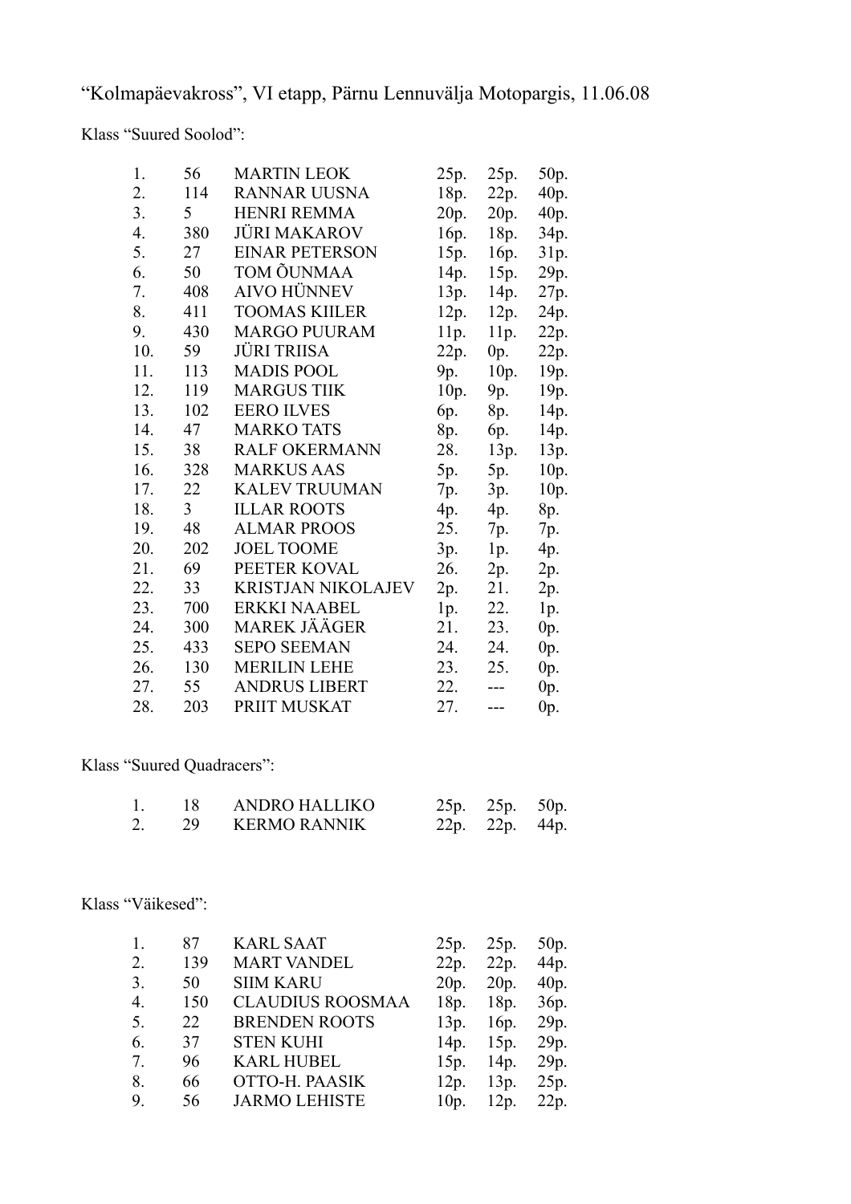“Kolmapäevakross”, VI etapp, Pärnu Lennuvälja Motopargis, 11.06.08

Klass “Suured Soolod”:

| | | | | | |
|---|---|---|---|---|---|
| 1. | 56 | MARTIN LEOK | 25p. | 25p. | 50p. |
| 2. | 114 | RANNAR UUSNA | 18p. | 22p. | 40p. |
| 3. | 5 | HENRI REMMA | 20p. | 20p. | 40p. |
| 4. | 380 | JÜRI MAKAROV | 16p. | 18p. | 34p. |
| 5. | 27 | EINAR PETERSON | 15p. | 16p. | 31p. |
| 6. | 50 | TOM ÕUNMAA | 14p. | 15p. | 29p. |
| 7. | 408 | AIVO HÜNNEV | 13p. | 14p. | 27p. |
| 8. | 411 | TOOMAS KIILER | 12p. | 12p. | 24p. |
| 9. | 430 | MARGO PUURAM | 11p. | 11p. | 22p. |
| 10. | 59 | JÜRI TRIISA | 22p. | 0p. | 22p. |
| 11. | 113 | MADIS POOL | 9p. | 10p. | 19p. |
| 12. | 119 | MARGUS TIIK | 10p. | 9p. | 19p. |
| 13. | 102 | EERO ILVES | 6p. | 8p. | 14p. |
| 14. | 47 | MARKO TATS | 8p. | 6p. | 14p. |
| 15. | 38 | RALF OKERMANN | 28. | 13p. | 13p. |
| 16. | 328 | MARKUS AAS | 5p. | 5p. | 10p. |
| 17. | 22 | KALEV TRUUMAN | 7p. | 3p. | 10p. |
| 18. | 3 | ILLAR ROOTS | 4p. | 4p. | 8p. |
| 19. | 48 | ALMAR PROOS | 25. | 7p. | 7p. |
| 20. | 202 | JOEL TOOME | 3p. | 1p. | 4p. |
| 21. | 69 | PEETER KOVAL | 26. | 2p. | 2p. |
| 22. | 33 | KRISTJAN NIKOLAJEV | 2p. | 21. | 2p. |
| 23. | 700 | ERKKI NAABEL | 1p. | 22. | 1p. |
| 24. | 300 | MAREK JÄÄGER | 21. | 23. | 0p. |
| 25. | 433 | SEPO SEEMAN | 24. | 24. | 0p. |
| 26. | 130 | MERILIN LEHE | 23. | 25. | 0p. |
| 27. | 55 | ANDRUS LIBERT | 22. | --- | 0p. |
| 28. | 203 | PRIIT MUSKAT | 27. | --- | 0p. |

Klass “Suured Quadracers”:

| | | | | | |
|---|---|---|---|---|---|
| 1. | 18 | ANDRO HALLIKO | 25p. | 25p. | 50p. |
| 2. | 29 | KERMO RANNIK | 22p. | 22p. | 44p. |

Klass “Väikesed”:

| | | | | | |
|---|---|---|---|---|---|
| 1. | 87 | KARL SAAT | 25p. | 25p. | 50p. |
| 2. | 139 | MART VANDEL | 22p. | 22p. | 44p. |
| 3. | 50 | SIIM KARU | 20p. | 20p. | 40p. |
| 4. | 150 | CLAUDIUS ROOSMAA | 18p. | 18p. | 36p. |
| 5. | 22 | BRENDEN ROOTS | 13p. | 16p. | 29p. |
| 6. | 37 | STEN KUHI | 14p. | 15p. | 29p. |
| 7. | 96 | KARL HUBEL | 15p. | 14p. | 29p. |
| 8. | 66 | OTTO-H. PAASIK | 12p. | 13p. | 25p. |
| 9. | 56 | JARMO LEHISTE | 10p. | 12p. | 22p. |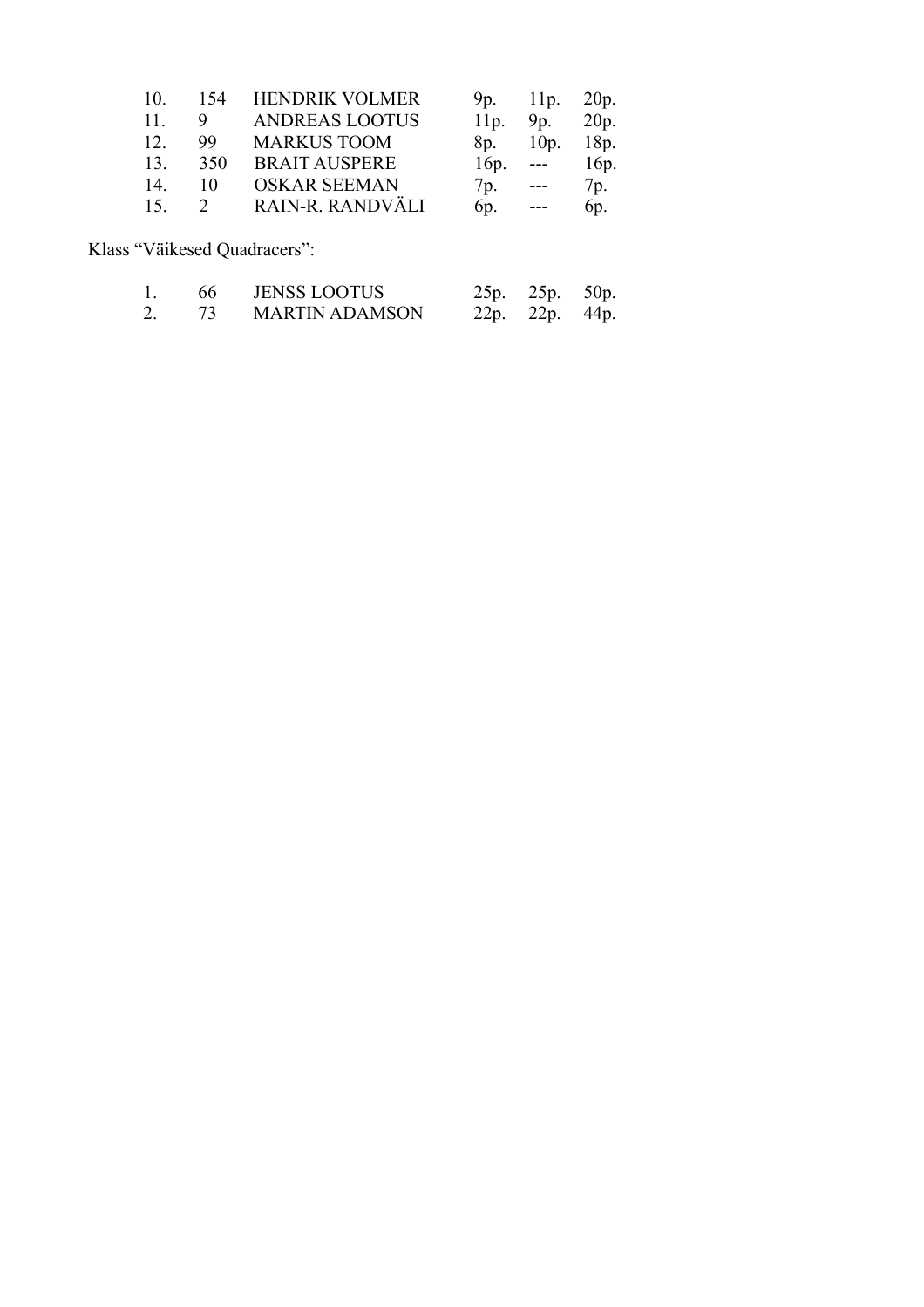| | | | | | |
|---|---|---|---|---|---|
| 10. | 154 | HENDRIK VOLMER | 9p. | 11p. | 20p. |
| 11. | 9 | ANDREAS LOOTUS | 11p. | 9p. | 20p. |
| 12. | 99 | MARKUS TOOM | 8p. | 10p. | 18p. |
| 13. | 350 | BRAIT AUSPERE | 16p. | --- | 16p. |
| 14. | 10 | OSKAR SEEMAN | 7p. | --- | 7p. |
| 15. | 2 | RAIN-R. RANDVÄLI | 6p. | --- | 6p. |

Klass “Väikesed Quadracers”:

| | | | | | |
|---|---|---|---|---|---|
| 1. | 66 | JENSS LOOTUS | 25p. | 25p. | 50p. |
| 2. | 73 | MARTIN ADAMSON | 22p. | 22p. | 44p. |